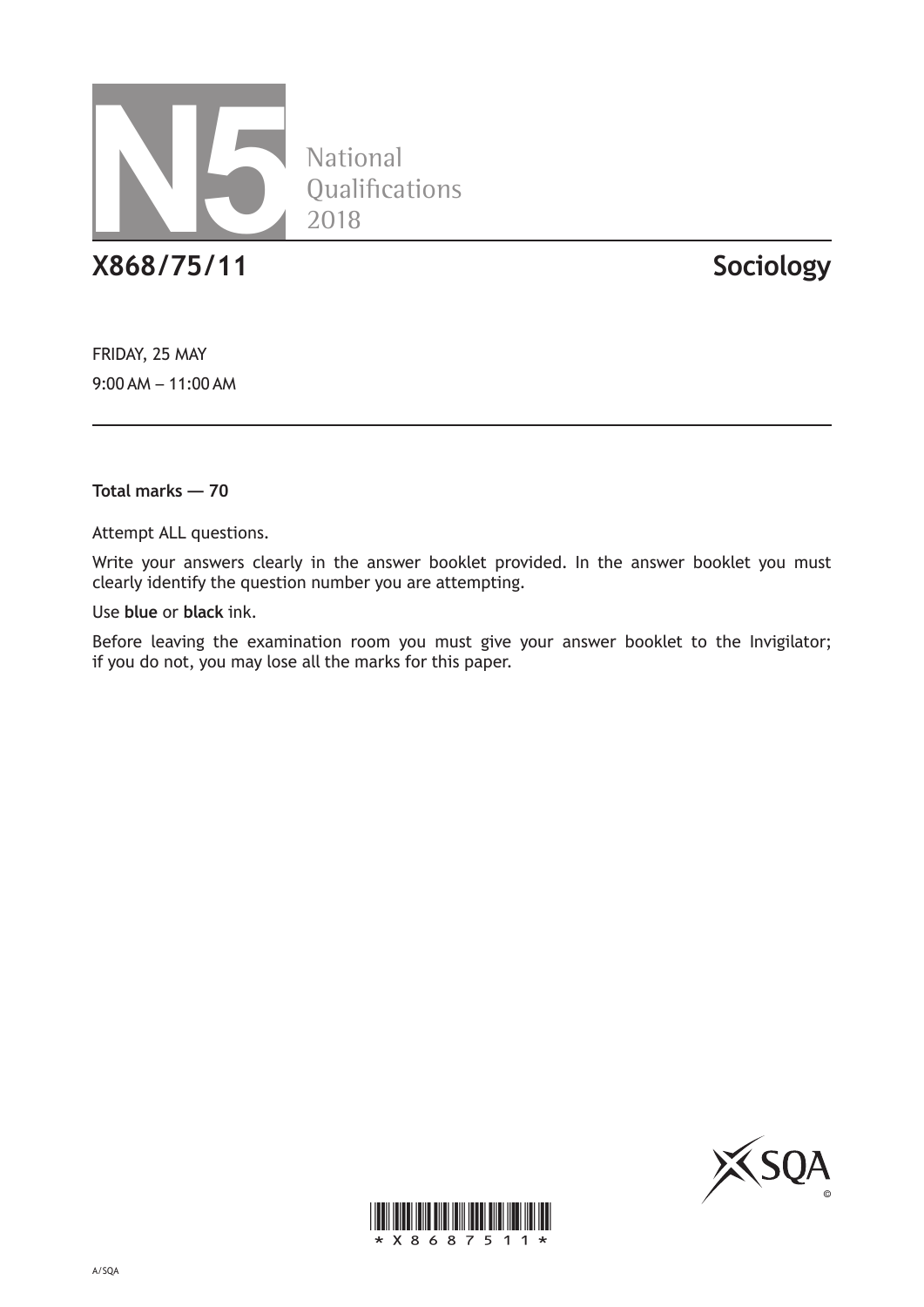# N5 National Qualifications 2018

## X868/75/11 Sociology

FRIDAY, 25 MAY

9:00 AM – 11:00 AM

**Total marks — 70**

Attempt ALL questions.

Write your answers clearly in the answer booklet provided. In the answer booklet you must clearly identify the question number you are attempting.

Use **blue** or **black** ink.

Before leaving the examination room you must give your answer booklet to the Invigilator; if you do not, you may lose all the marks for this paper.

*X868751 1*

A/SQA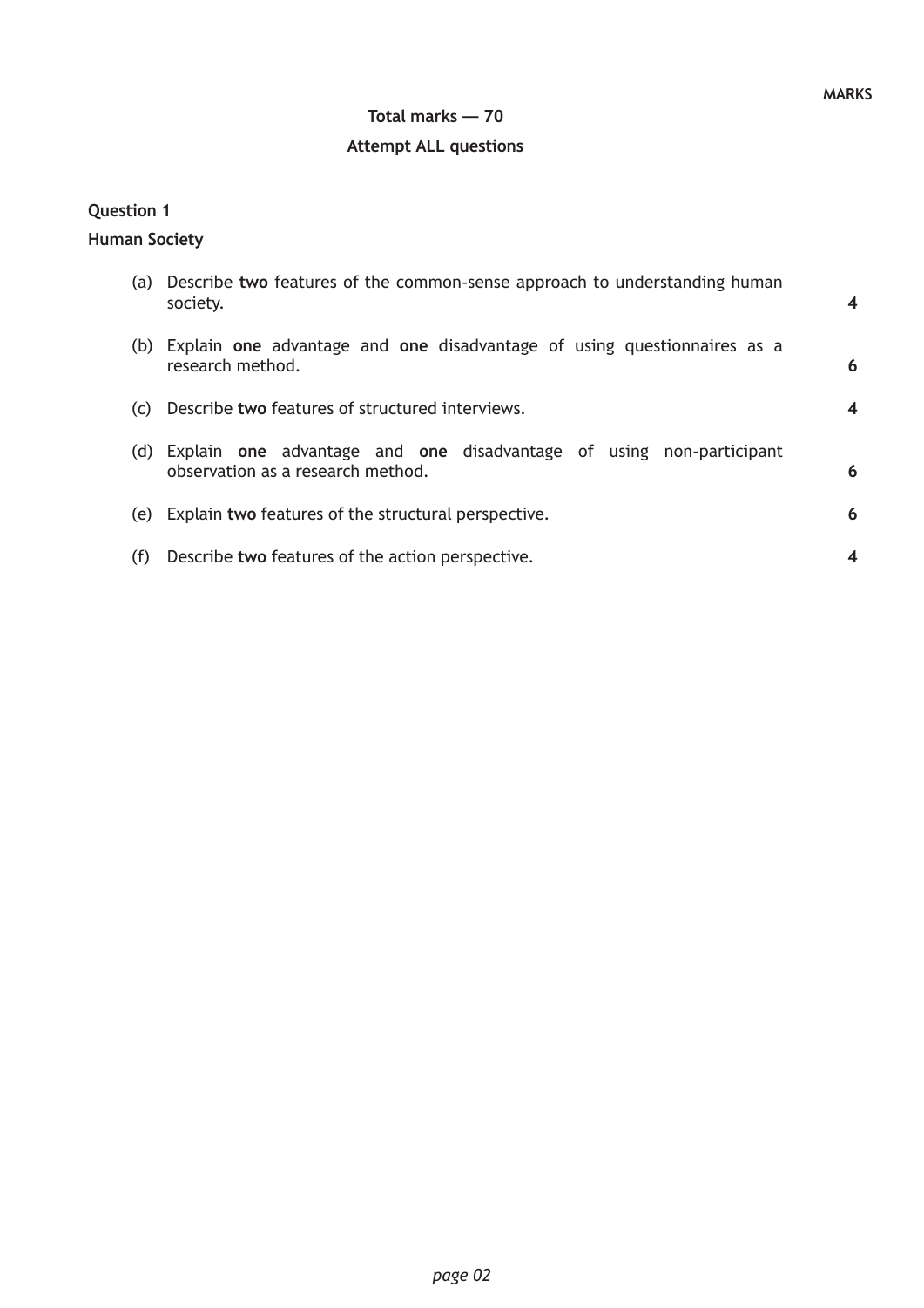MARKS

**Total marks — 70**

**Attempt ALL questions**

**Question 1**

**Human Society**

(a) Describe **two** features of the common-sense approach to understanding human society. **4**

(b) Explain **one** advantage and **one** disadvantage of using questionnaires as a research method. **6**

(c) Describe **two** features of structured interviews. **4**

(d) Explain **one** advantage and **one** disadvantage of using non-participant observation as a research method. **6**

(e) Explain **two** features of the structural perspective. **6**

(f) Describe **two** features of the action perspective. **4**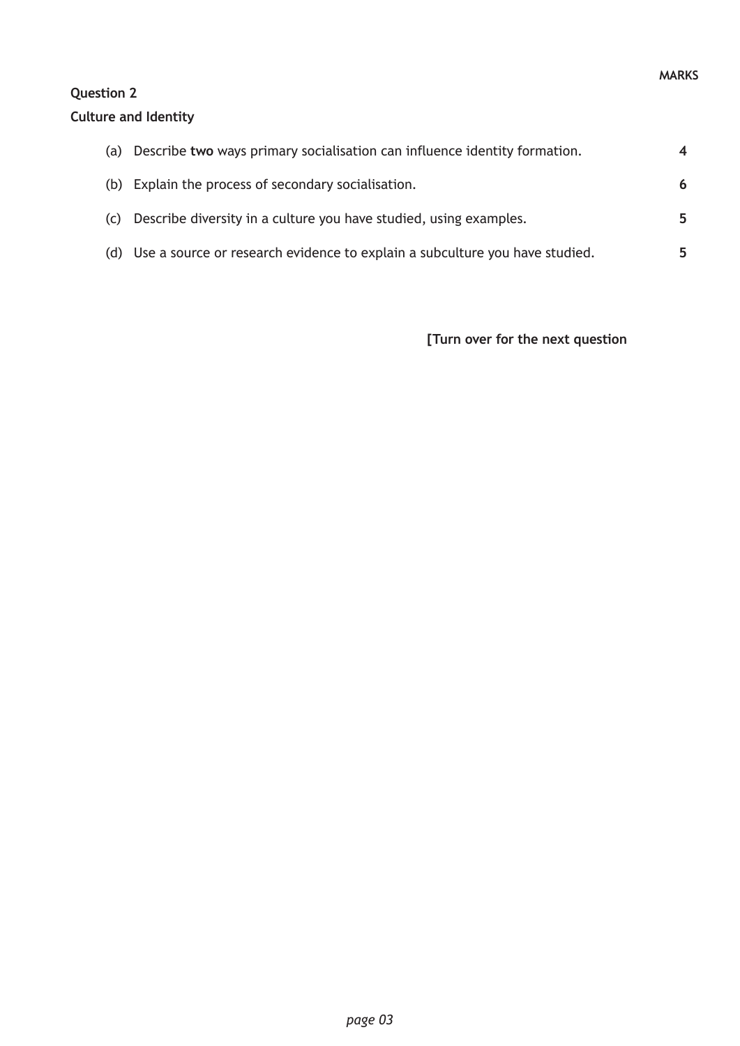MARKS

**Question 2**

**Culture and Identity**

(a) Describe **two** ways primary socialisation can influence identity formation. **4**

(b) Explain the process of secondary socialisation. **6**

(c) Describe diversity in a culture you have studied, using examples. **5**

(d) Use a source or research evidence to explain a subculture you have studied. **5**

**[Turn over for the next question**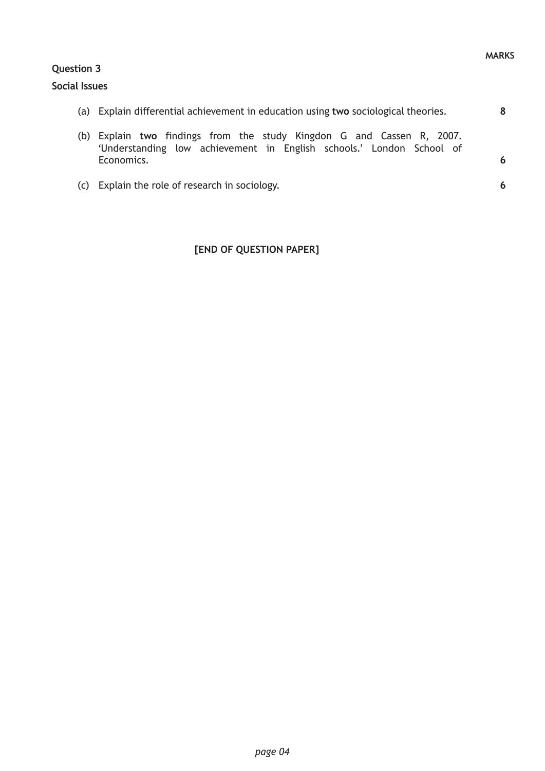MARKS

**Question 3**

**Social Issues**

(a) Explain differential achievement in education using **two** sociological theories. **8**

(b) Explain **two** findings from the study Kingdon G and Cassen R, 2007. 'Understanding low achievement in English schools.' London School of Economics. **6**

(c) Explain the role of research in sociology. **6**

**[END OF QUESTION PAPER]**